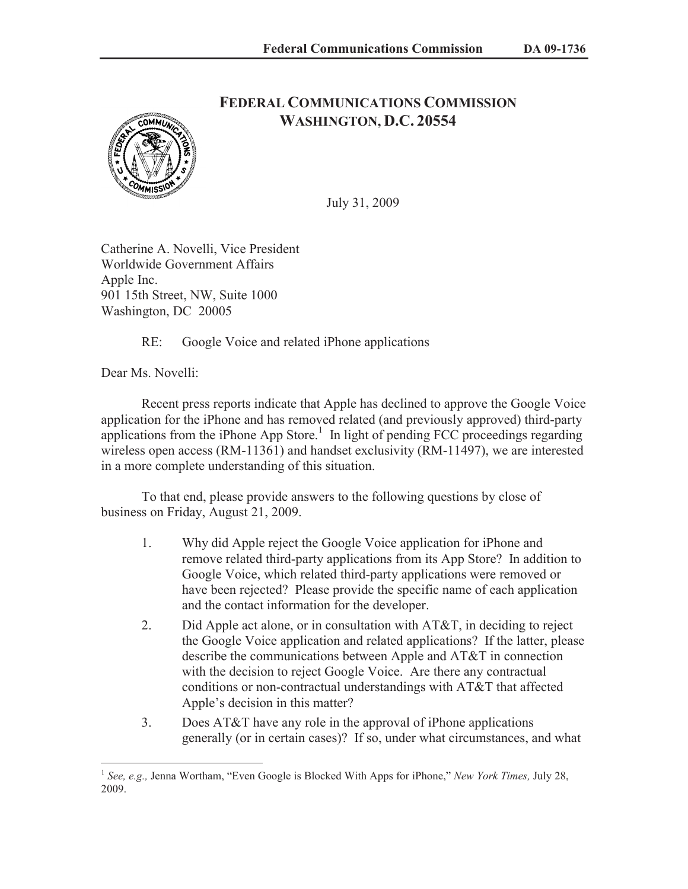# FEDERAL COMMUNICATIONS COMMISSION
## WASHINGTON, D.C. 20554

July 31, 2009

Catherine A. Novelli, Vice President
Worldwide Government Affairs
Apple Inc.
901 15th Street, NW, Suite 1000
Washington, DC 20005

RE: Google Voice and related iPhone applications

Dear Ms. Novelli:

Recent press reports indicate that Apple has declined to approve the Google Voice application for the iPhone and has removed related (and previously approved) third-party applications from the iPhone App Store.[1] In light of pending FCC proceedings regarding wireless open access (RM-11361) and handset exclusivity (RM-11497), we are interested in a more complete understanding of this situation.

To that end, please provide answers to the following questions by close of business on Friday, August 21, 2009.

1. Why did Apple reject the Google Voice application for iPhone and remove related third-party applications from its App Store? In addition to Google Voice, which related third-party applications were removed or have been rejected? Please provide the specific name of each application and the contact information for the developer.
2. Did Apple act alone, or in consultation with AT&T, in deciding to reject the Google Voice application and related applications? If the latter, please describe the communications between Apple and AT&T in connection with the decision to reject Google Voice. Are there any contractual conditions or non-contractual understandings with AT&T that affected Apple's decision in this matter?
3. Does AT&T have any role in the approval of iPhone applications generally (or in certain cases)? If so, under what circumstances, and what

---

[1] *See, e.g.,* Jenna Wortham, "Even Google is Blocked With Apps for iPhone," *New York Times,* July 28, 2009.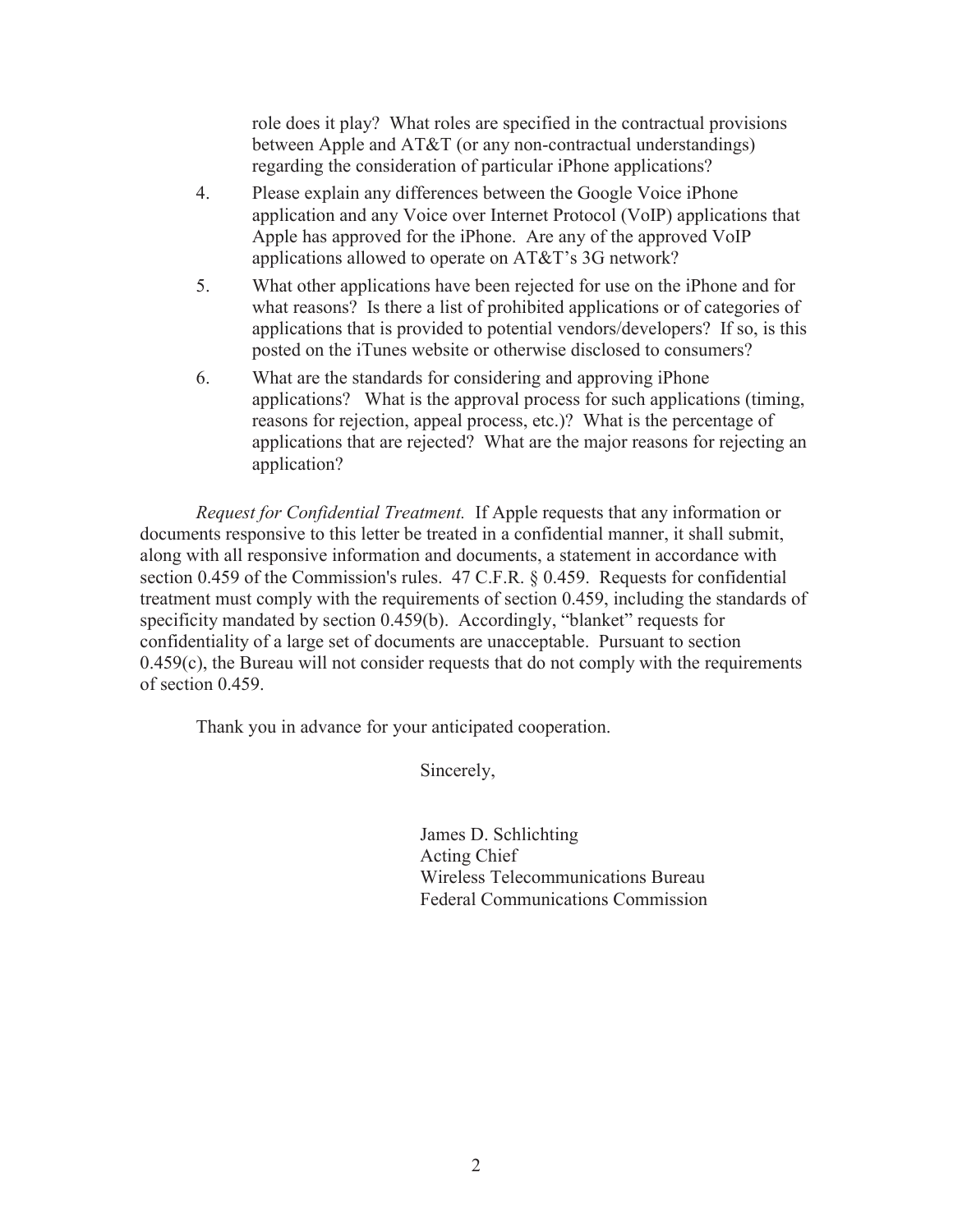role does it play? What roles are specified in the contractual provisions between Apple and AT&T (or any non-contractual understandings) regarding the consideration of particular iPhone applications?

4. Please explain any differences between the Google Voice iPhone application and any Voice over Internet Protocol (VoIP) applications that Apple has approved for the iPhone. Are any of the approved VoIP applications allowed to operate on AT&T's 3G network?

5. What other applications have been rejected for use on the iPhone and for what reasons? Is there a list of prohibited applications or of categories of applications that is provided to potential vendors/developers? If so, is this posted on the iTunes website or otherwise disclosed to consumers?

6. What are the standards for considering and approving iPhone applications? What is the approval process for such applications (timing, reasons for rejection, appeal process, etc.)? What is the percentage of applications that are rejected? What are the major reasons for rejecting an application?

*Request for Confidential Treatment.* If Apple requests that any information or documents responsive to this letter be treated in a confidential manner, it shall submit, along with all responsive information and documents, a statement in accordance with section 0.459 of the Commission's rules. 47 C.F.R. § 0.459. Requests for confidential treatment must comply with the requirements of section 0.459, including the standards of specificity mandated by section 0.459(b). Accordingly, "blanket" requests for confidentiality of a large set of documents are unacceptable. Pursuant to section 0.459(c), the Bureau will not consider requests that do not comply with the requirements of section 0.459.

Thank you in advance for your anticipated cooperation.

Sincerely,

James D. Schlichting
Acting Chief
Wireless Telecommunications Bureau
Federal Communications Commission